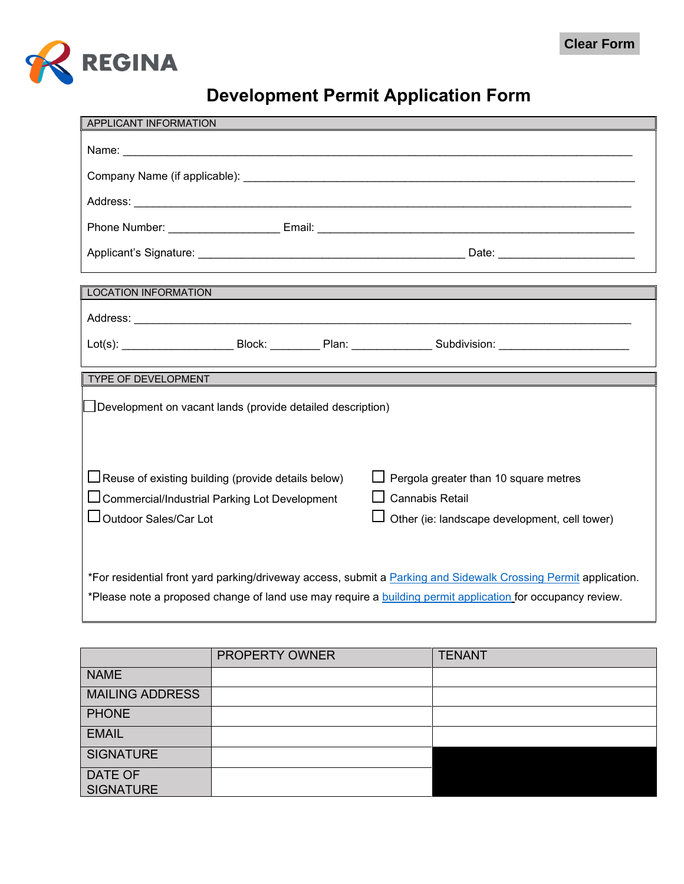REGINA

Clear Form

# Development Permit Application Form

## APPLICANT INFORMATION

Name: ______________________________________________________________________________

Company Name (if applicable): _______________________________________________________

Address: ____________________________________________________________________________

Phone Number: __________________ Email: ____________________________________________

Applicant's Signature: ___________________________________________ Date: _____________________

## LOCATION INFORMATION

Address: ____________________________________________________________________________

Lot(s): __________________ Block: ________ Plan: _____________ Subdivision: _____________________

## TYPE OF DEVELOPMENT

☐ Development on vacant lands (provide detailed description)

☐ Reuse of existing building (provide details below)

☐ Commercial/Industrial Parking Lot Development

☐ Outdoor Sales/Car Lot

☐ Pergola greater than 10 square metres

☐ Cannabis Retail

☐ Other (ie: landscape development, cell tower)

*For residential front yard parking/driveway access, submit a Parking and Sidewalk Crossing Permit application.

*Please note a proposed change of land use may require a building permit application for occupancy review.

| | PROPERTY OWNER | TENANT |
|---|---|---|
| NAME | | |
| MAILING ADDRESS | | |
| PHONE | | |
| EMAIL | | |
| SIGNATURE | | |
| DATE OF SIGNATURE | | |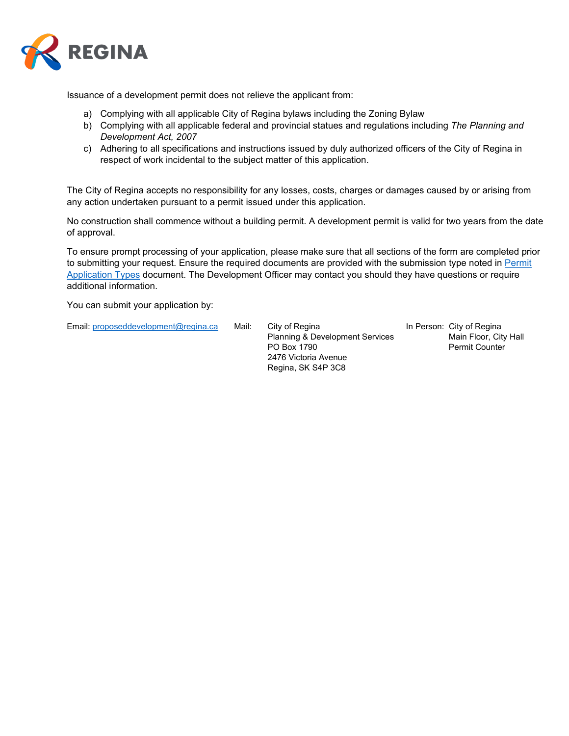REGINA

Issuance of a development permit does not relieve the applicant from:

a) Complying with all applicable City of Regina bylaws including the Zoning Bylaw
b) Complying with all applicable federal and provincial statues and regulations including *The Planning and Development Act, 2007*
c) Adhering to all specifications and instructions issued by duly authorized officers of the City of Regina in respect of work incidental to the subject matter of this application.

The City of Regina accepts no responsibility for any losses, costs, charges or damages caused by or arising from any action undertaken pursuant to a permit issued under this application.

No construction shall commence without a building permit. A development permit is valid for two years from the date of approval.

To ensure prompt processing of your application, please make sure that all sections of the form are completed prior to submitting your request. Ensure the required documents are provided with the submission type noted in [Permit Application Types] document. The Development Officer may contact you should they have questions or require additional information.

You can submit your application by:

Email: proposeddevelopment@regina.ca

Mail:
City of Regina
Planning & Development Services
PO Box 1790
2476 Victoria Avenue
Regina, SK S4P 3C8

In Person:
City of Regina
Main Floor, City Hall
Permit Counter